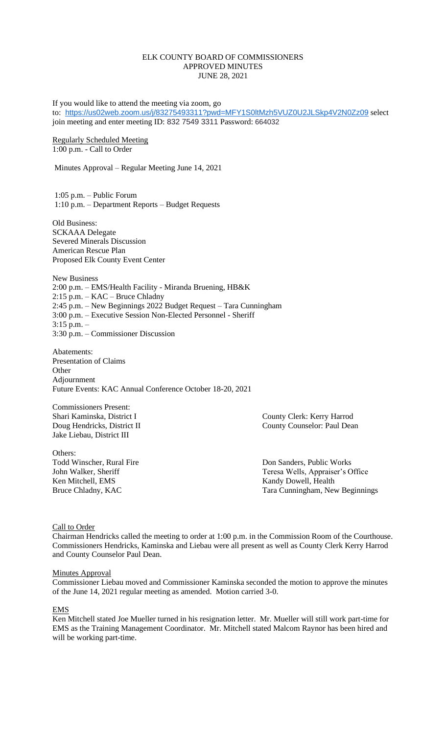# ELK COUNTY BOARD OF COMMISSIONERS
## APPROVED MINUTES
## JUNE 28, 2021

If you would like to attend the meeting via zoom, go to: https://us02web.zoom.us/j/83275493311?pwd=MFY1S0ltMzh5VUZ0U2JLSkp4V2N0Zz09 select join meeting and enter meeting ID: 832 7549 3311 Password: 664032

Regularly Scheduled Meeting
1:00 p.m. - Call to Order

Minutes Approval – Regular Meeting June 14, 2021

1:05 p.m. – Public Forum
1:10 p.m. – Department Reports – Budget Requests

Old Business:
SCKAAA Delegate
Severed Minerals Discussion
American Rescue Plan
Proposed Elk County Event Center

New Business
2:00 p.m. – EMS/Health Facility - Miranda Bruening, HB&K
2:15 p.m. – KAC – Bruce Chladny
2:45 p.m. – New Beginnings 2022 Budget Request – Tara Cunningham
3:00 p.m. – Executive Session Non-Elected Personnel - Sheriff
3:15 p.m. –
3:30 p.m. – Commissioner Discussion

Abatements:
Presentation of Claims
Other
Adjournment
Future Events: KAC Annual Conference October 18-20, 2021

| | |
|---|---|
| Commissioners Present: | |
| Shari Kaminska, District I | County Clerk: Kerry Harrod |
| Doug Hendricks, District II | County Counselor: Paul Dean |
| Jake Liebau, District III | |

| | |
|---|---|
| Others: | |
| Todd Winscher, Rural Fire | Don Sanders, Public Works |
| John Walker, Sheriff | Teresa Wells, Appraiser's Office |
| Ken Mitchell, EMS | Kandy Dowell, Health |
| Bruce Chladny, KAC | Tara Cunningham, New Beginnings |

Call to Order
Chairman Hendricks called the meeting to order at 1:00 p.m. in the Commission Room of the Courthouse. Commissioners Hendricks, Kaminska and Liebau were all present as well as County Clerk Kerry Harrod and County Counselor Paul Dean.

Minutes Approval
Commissioner Liebau moved and Commissioner Kaminska seconded the motion to approve the minutes of the June 14, 2021 regular meeting as amended. Motion carried 3-0.

EMS
Ken Mitchell stated Joe Mueller turned in his resignation letter. Mr. Mueller will still work part-time for EMS as the Training Management Coordinator. Mr. Mitchell stated Malcom Raynor has been hired and will be working part-time.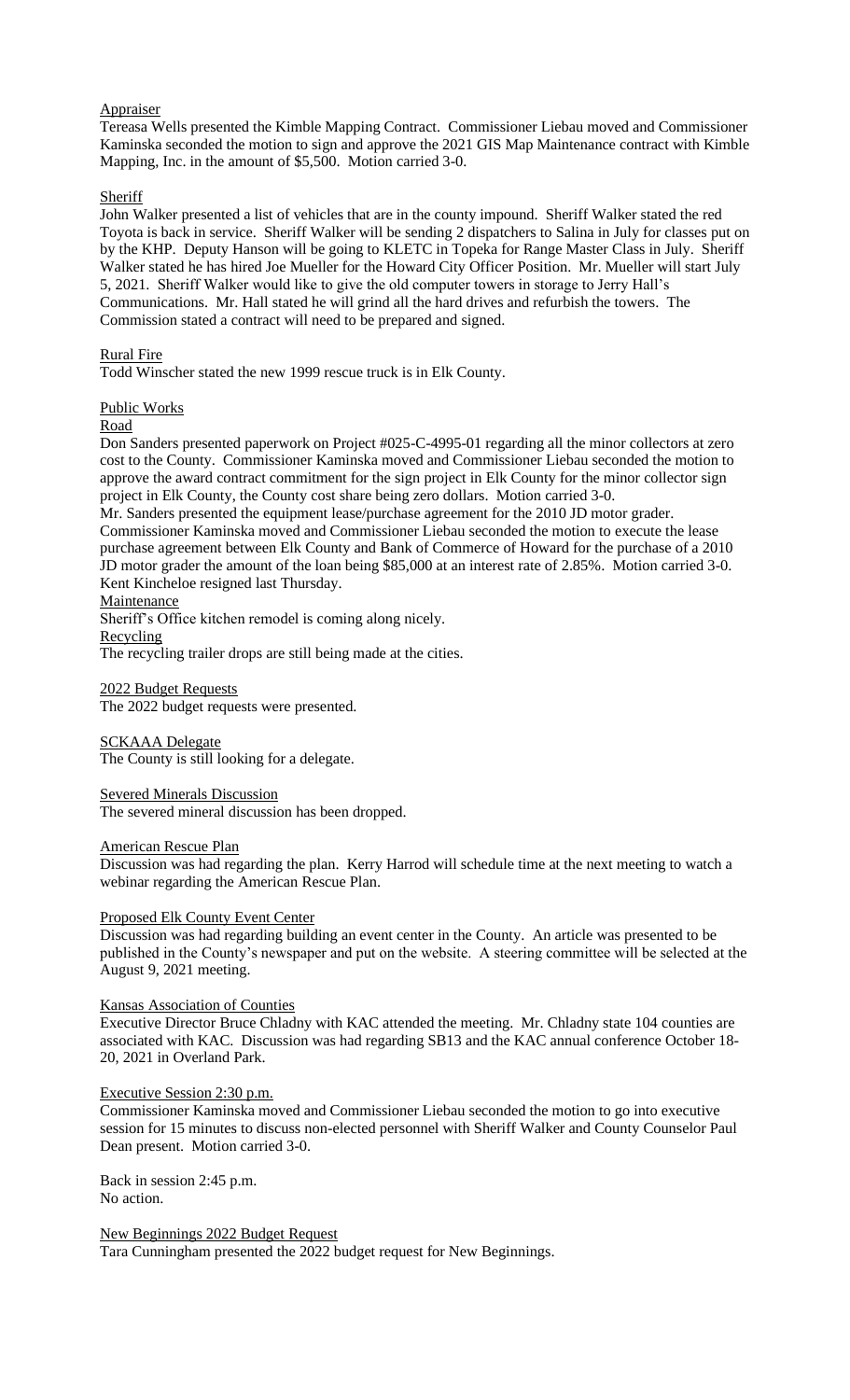Appraiser

Tereasa Wells presented the Kimble Mapping Contract. Commissioner Liebau moved and Commissioner Kaminska seconded the motion to sign and approve the 2021 GIS Map Maintenance contract with Kimble Mapping, Inc. in the amount of $5,500. Motion carried 3-0.

Sheriff

John Walker presented a list of vehicles that are in the county impound. Sheriff Walker stated the red Toyota is back in service. Sheriff Walker will be sending 2 dispatchers to Salina in July for classes put on by the KHP. Deputy Hanson will be going to KLETC in Topeka for Range Master Class in July. Sheriff Walker stated he has hired Joe Mueller for the Howard City Officer Position. Mr. Mueller will start July 5, 2021. Sheriff Walker would like to give the old computer towers in storage to Jerry Hall's Communications. Mr. Hall stated he will grind all the hard drives and refurbish the towers. The Commission stated a contract will need to be prepared and signed.

Rural Fire

Todd Winscher stated the new 1999 rescue truck is in Elk County.

Public Works

Road

Don Sanders presented paperwork on Project #025-C-4995-01 regarding all the minor collectors at zero cost to the County. Commissioner Kaminska moved and Commissioner Liebau seconded the motion to approve the award contract commitment for the sign project in Elk County for the minor collector sign project in Elk County, the County cost share being zero dollars. Motion carried 3-0.

Mr. Sanders presented the equipment lease/purchase agreement for the 2010 JD motor grader. Commissioner Kaminska moved and Commissioner Liebau seconded the motion to execute the lease purchase agreement between Elk County and Bank of Commerce of Howard for the purchase of a 2010 JD motor grader the amount of the loan being $85,000 at an interest rate of 2.85%. Motion carried 3-0. Kent Kincheloe resigned last Thursday.

Maintenance

Sheriff's Office kitchen remodel is coming along nicely.

Recycling

The recycling trailer drops are still being made at the cities.

2022 Budget Requests

The 2022 budget requests were presented.

SCKAAA Delegate

The County is still looking for a delegate.

Severed Minerals Discussion

The severed mineral discussion has been dropped.

American Rescue Plan

Discussion was had regarding the plan. Kerry Harrod will schedule time at the next meeting to watch a webinar regarding the American Rescue Plan.

Proposed Elk County Event Center

Discussion was had regarding building an event center in the County. An article was presented to be published in the County's newspaper and put on the website. A steering committee will be selected at the August 9, 2021 meeting.

Kansas Association of Counties

Executive Director Bruce Chladny with KAC attended the meeting. Mr. Chladny state 104 counties are associated with KAC. Discussion was had regarding SB13 and the KAC annual conference October 18-20, 2021 in Overland Park.

Executive Session 2:30 p.m.

Commissioner Kaminska moved and Commissioner Liebau seconded the motion to go into executive session for 15 minutes to discuss non-elected personnel with Sheriff Walker and County Counselor Paul Dean present. Motion carried 3-0.

Back in session 2:45 p.m.
No action.

New Beginnings 2022 Budget Request

Tara Cunningham presented the 2022 budget request for New Beginnings.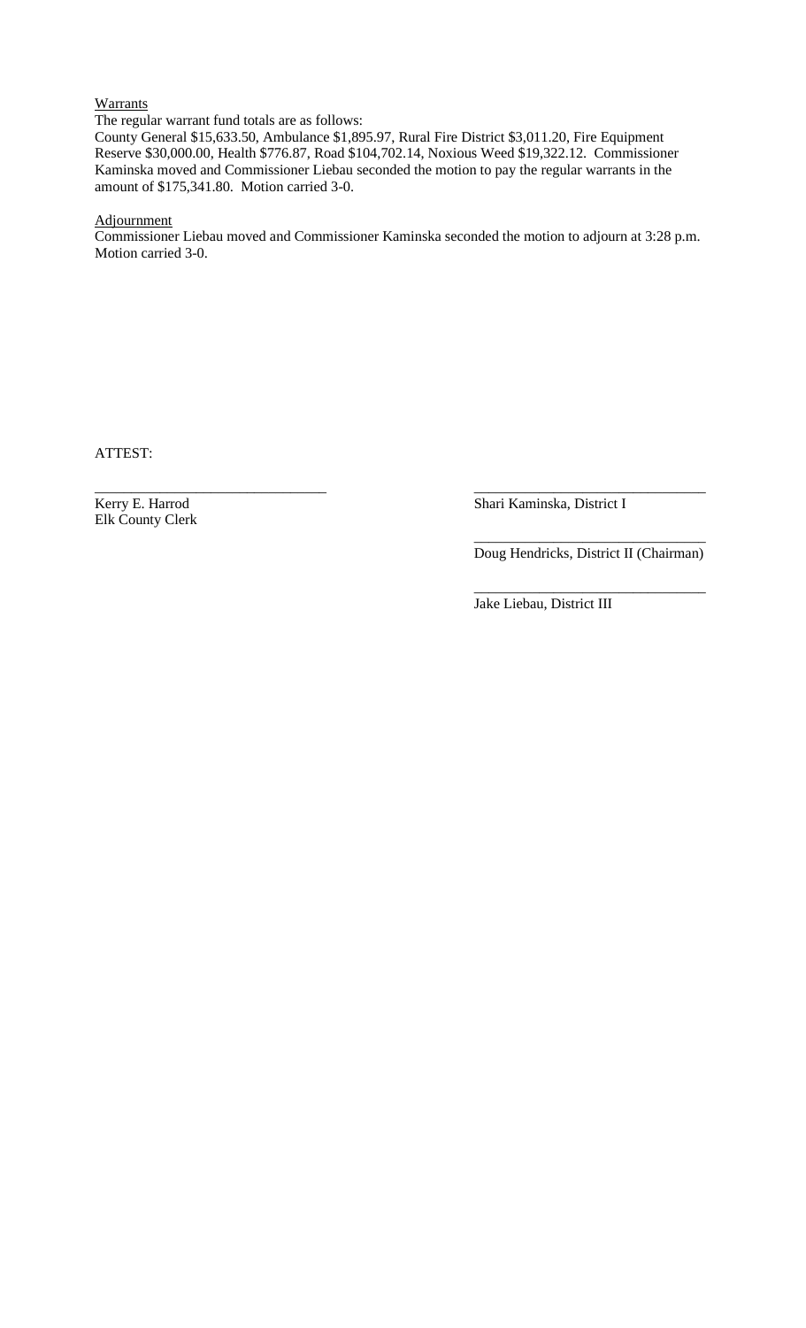Warrants

The regular warrant fund totals are as follows:
County General $15,633.50, Ambulance $1,895.97, Rural Fire District $3,011.20, Fire Equipment Reserve $30,000.00, Health $776.87, Road $104,702.14, Noxious Weed $19,322.12. Commissioner Kaminska moved and Commissioner Liebau seconded the motion to pay the regular warrants in the amount of $175,341.80. Motion carried 3-0.

Adjournment

Commissioner Liebau moved and Commissioner Kaminska seconded the motion to adjourn at 3:28 p.m. Motion carried 3-0.

ATTEST:

_______________________________
Kerry E. Harrod
Elk County Clerk

_______________________________
Shari Kaminska, District I

_______________________________
Doug Hendricks, District II (Chairman)

_______________________________
Jake Liebau, District III